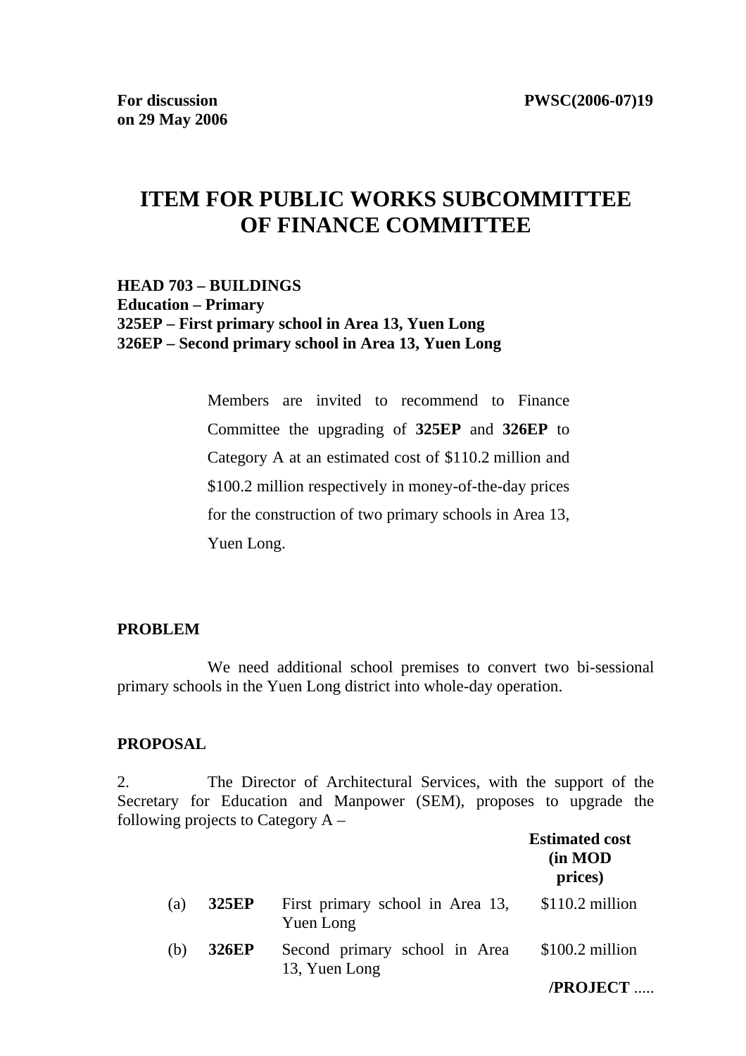**For discussion on 29 May 2006**

**PWSC(2006-07)19**

# ITEM FOR PUBLIC WORKS SUBCOMMITTEE OF FINANCE COMMITTEE

**HEAD 703 – BUILDINGS**
**Education – Primary**
**325EP – First primary school in Area 13, Yuen Long**
**326EP – Second primary school in Area 13, Yuen Long**

Members are invited to recommend to Finance Committee the upgrading of **325EP** and **326EP** to Category A at an estimated cost of $110.2 million and $100.2 million respectively in money-of-the-day prices for the construction of two primary schools in Area 13, Yuen Long.

**PROBLEM**

We need additional school premises to convert two bi-sessional primary schools in the Yuen Long district into whole-day operation.

**PROPOSAL**

2. The Director of Architectural Services, with the support of the Secretary for Education and Manpower (SEM), proposes to upgrade the following projects to Category A –

| | | | **Estimated cost (in MOD prices)** |
|---|---|---|---|
| (a) | **325EP** | First primary school in Area 13, Yuen Long | $110.2 million |
| (b) | **326EP** | Second primary school in Area 13, Yuen Long | $100.2 million |

/PROJECT .....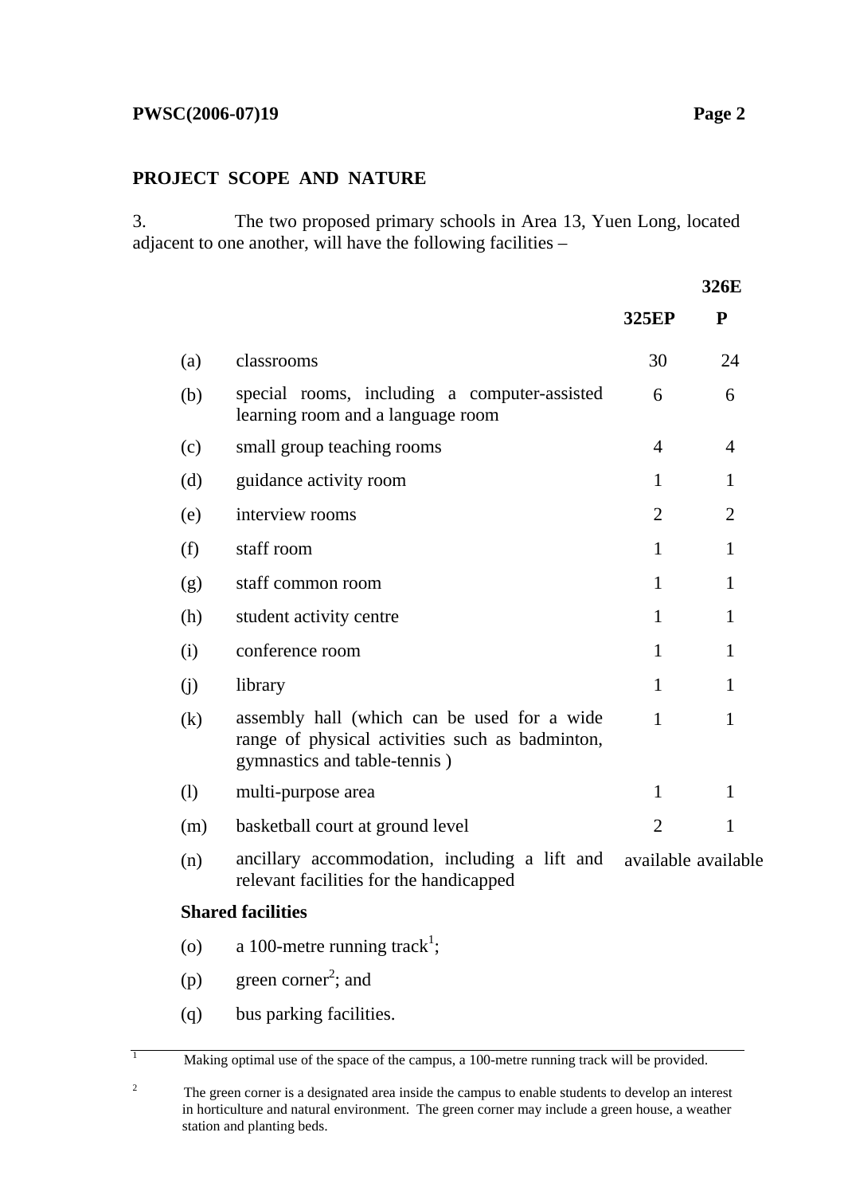## PROJECT SCOPE AND NATURE

3. The two proposed primary schools in Area 13, Yuen Long, located adjacent to one another, will have the following facilities –

| | | 325EP | 326EP |
|---|---|---|---|
| (a) | classrooms | 30 | 24 |
| (b) | special rooms, including a computer-assisted learning room and a language room | 6 | 6 |
| (c) | small group teaching rooms | 4 | 4 |
| (d) | guidance activity room | 1 | 1 |
| (e) | interview rooms | 2 | 2 |
| (f) | staff room | 1 | 1 |
| (g) | staff common room | 1 | 1 |
| (h) | student activity centre | 1 | 1 |
| (i) | conference room | 1 | 1 |
| (j) | library | 1 | 1 |
| (k) | assembly hall (which can be used for a wide range of physical activities such as badminton, gymnastics and table-tennis ) | 1 | 1 |
| (l) | multi-purpose area | 1 | 1 |
| (m) | basketball court at ground level | 2 | 1 |
| (n) | ancillary accommodation, including a lift and relevant facilities for the handicapped | available | available |

**Shared facilities**

(o) a 100-metre running track[1];

(p) green corner[2]; and

(q) bus parking facilities.

---

[1] Making optimal use of the space of the campus, a 100-metre running track will be provided.

[2] The green corner is a designated area inside the campus to enable students to develop an interest in horticulture and natural environment. The green corner may include a green house, a weather station and planting beds.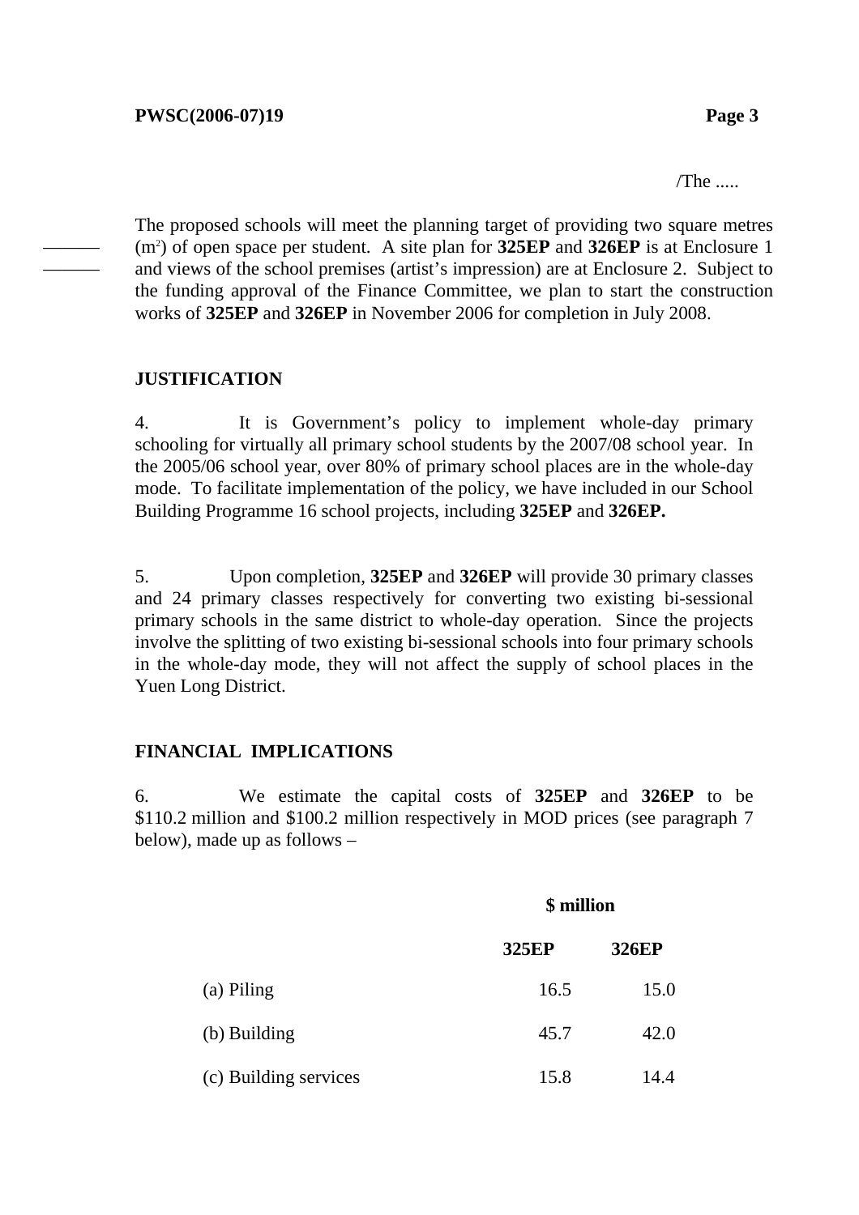/The .....

The proposed schools will meet the planning target of providing two square metres ($m^2$) of open space per student. A site plan for **325EP** and **326EP** is at Enclosure 1 and views of the school premises (artist's impression) are at Enclosure 2. Subject to the funding approval of the Finance Committee, we plan to start the construction works of **325EP** and **326EP** in November 2006 for completion in July 2008.

## JUSTIFICATION

4. It is Government's policy to implement whole-day primary schooling for virtually all primary school students by the 2007/08 school year. In the 2005/06 school year, over 80% of primary school places are in the whole-day mode. To facilitate implementation of the policy, we have included in our School Building Programme 16 school projects, including **325EP** and **326EP.**

5. Upon completion, **325EP** and **326EP** will provide 30 primary classes and 24 primary classes respectively for converting two existing bi-sessional primary schools in the same district to whole-day operation. Since the projects involve the splitting of two existing bi-sessional schools into four primary schools in the whole-day mode, they will not affect the supply of school places in the Yuen Long District.

## FINANCIAL IMPLICATIONS

6. We estimate the capital costs of **325EP** and **326EP** to be $110.2 million and $100.2 million respectively in MOD prices (see paragraph 7 below), made up as follows –

| | **$ million** | |
|---|---|---|
| | **325EP** | **326EP** |
| (a) Piling | 16.5 | 15.0 |
| (b) Building | 45.7 | 42.0 |
| (c) Building services | 15.8 | 14.4 |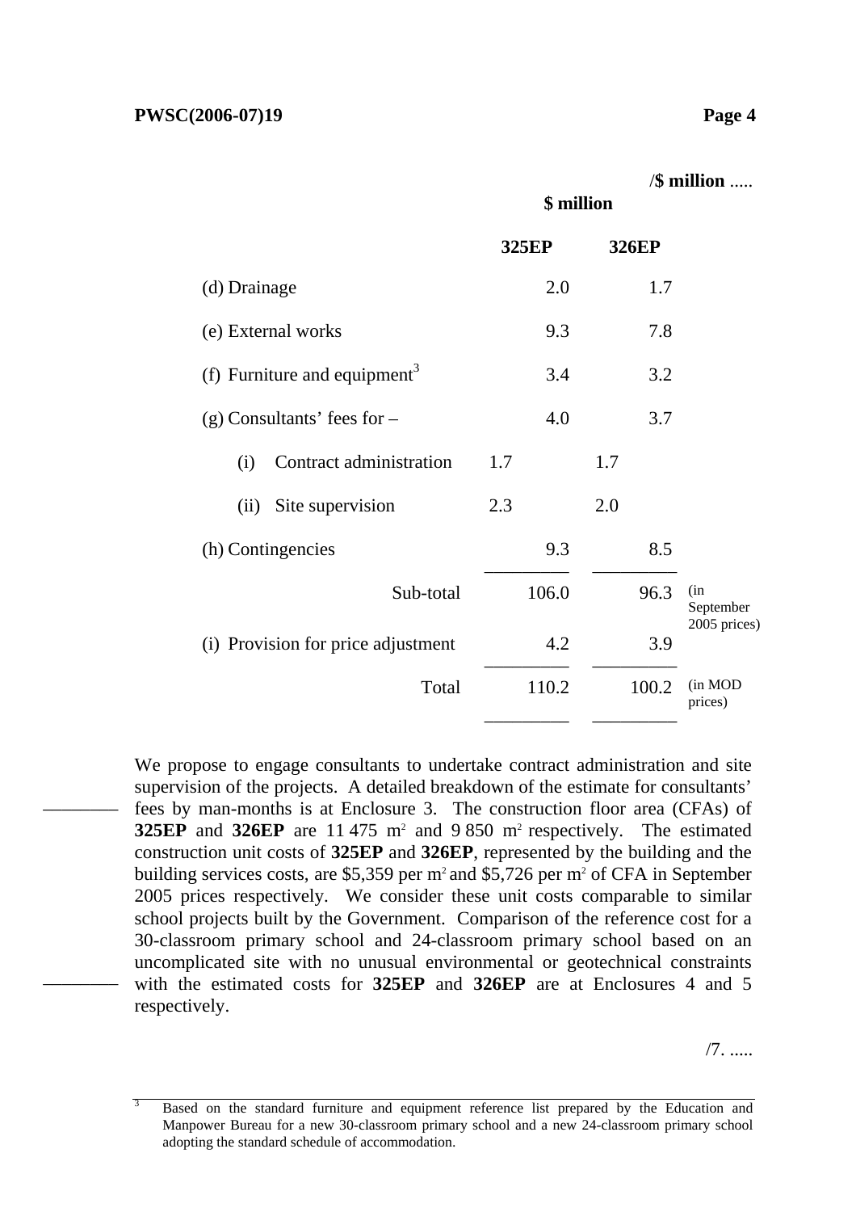/$ million .....

| | $ million | | | | |
|---|---|---|---|---|---|
| | **325EP** | | **326EP** | | |
| (d) Drainage | | 2.0 | | 1.7 | |
| (e) External works | | 9.3 | | 7.8 | |
| (f) Furniture and equipment[3] | | 3.4 | | 3.2 | |
| (g) Consultants' fees for – | | 4.0 | | 3.7 | |
| (i) Contract administration | 1.7 | | 1.7 | | |
| (ii) Site supervision | 2.3 | | 2.0 | | |
| (h) Contingencies | | 9.3 | | 8.5 | |
| Sub-total | | 106.0 | | 96.3 | (in September 2005 prices) |
| (i) Provision for price adjustment | | 4.2 | | 3.9 | |
| Total | | 110.2 | | 100.2 | (in MOD prices) |

We propose to engage consultants to undertake contract administration and site supervision of the projects. A detailed breakdown of the estimate for consultants' fees by man-months is at Enclosure 3. The construction floor area (CFAs) of **325EP** and **326EP** are 11 475 m² and 9 850 m² respectively. The estimated construction unit costs of **325EP** and **326EP**, represented by the building and the building services costs, are $5,359 per m² and $5,726 per m² of CFA in September 2005 prices respectively. We consider these unit costs comparable to similar school projects built by the Government. Comparison of the reference cost for a 30-classroom primary school and 24-classroom primary school based on an uncomplicated site with no unusual environmental or geotechnical constraints with the estimated costs for **325EP** and **326EP** are at Enclosures 4 and 5 respectively.

/7. .....

[3] Based on the standard furniture and equipment reference list prepared by the Education and Manpower Bureau for a new 30-classroom primary school and a new 24-classroom primary school adopting the standard schedule of accommodation.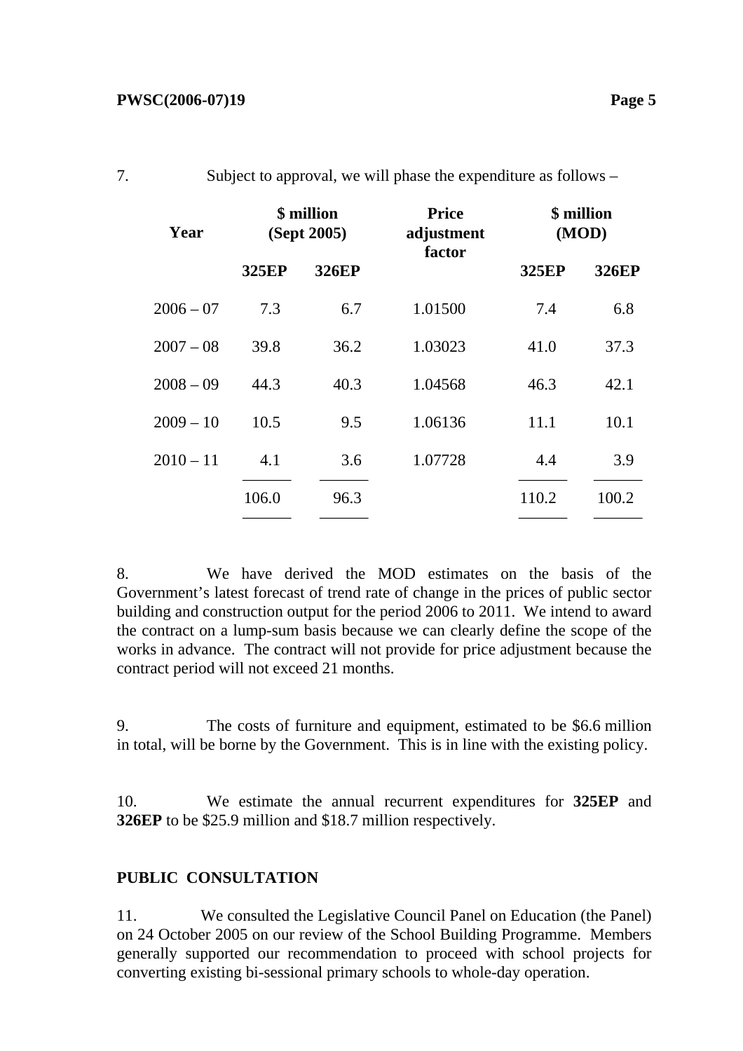7. Subject to approval, we will phase the expenditure as follows –

| Year | $ million (Sept 2005) | | Price adjustment factor | $ million (MOD) | |
|---|---|---|---|---|---|
| | **325EP** | **326EP** | | **325EP** | **326EP** |
| 2006 – 07 | 7.3 | 6.7 | 1.01500 | 7.4 | 6.8 |
| 2007 – 08 | 39.8 | 36.2 | 1.03023 | 41.0 | 37.3 |
| 2008 – 09 | 44.3 | 40.3 | 1.04568 | 46.3 | 42.1 |
| 2009 – 10 | 10.5 | 9.5 | 1.06136 | 11.1 | 10.1 |
| 2010 – 11 | 4.1 | 3.6 | 1.07728 | 4.4 | 3.9 |
| | 106.0 | 96.3 | | 110.2 | 100.2 |

8. We have derived the MOD estimates on the basis of the Government's latest forecast of trend rate of change in the prices of public sector building and construction output for the period 2006 to 2011. We intend to award the contract on a lump-sum basis because we can clearly define the scope of the works in advance. The contract will not provide for price adjustment because the contract period will not exceed 21 months.

9. The costs of furniture and equipment, estimated to be $6.6 million in total, will be borne by the Government. This is in line with the existing policy.

10. We estimate the annual recurrent expenditures for **325EP** and **326EP** to be $25.9 million and $18.7 million respectively.

## PUBLIC CONSULTATION

11. We consulted the Legislative Council Panel on Education (the Panel) on 24 October 2005 on our review of the School Building Programme. Members generally supported our recommendation to proceed with school projects for converting existing bi-sessional primary schools to whole-day operation.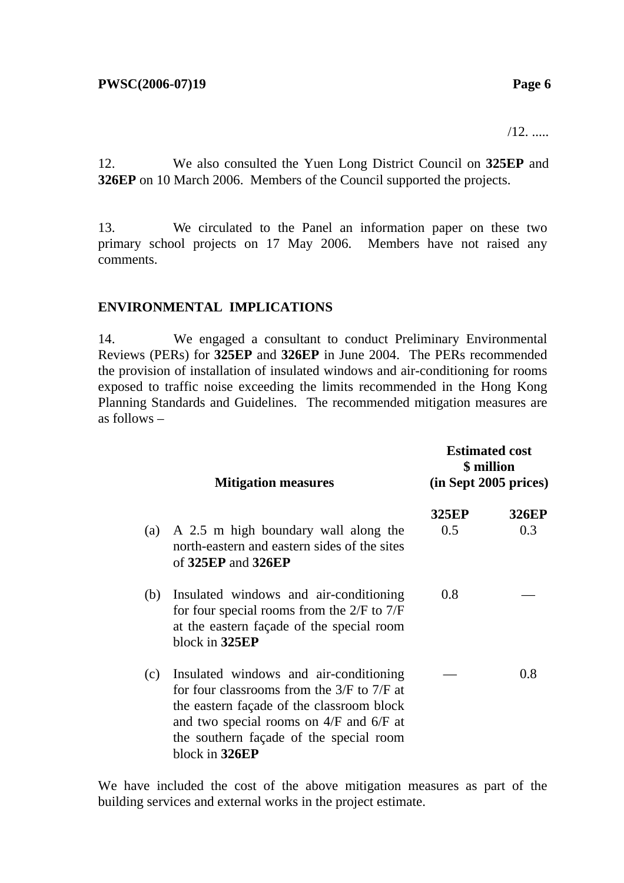12. We also consulted the Yuen Long District Council on **325EP** and **326EP** on 10 March 2006. Members of the Council supported the projects.

13. We circulated to the Panel an information paper on these two primary school projects on 17 May 2006. Members have not raised any comments.

## ENVIRONMENTAL IMPLICATIONS

14. We engaged a consultant to conduct Preliminary Environmental Reviews (PERs) for **325EP** and **326EP** in June 2004. The PERs recommended the provision of installation of insulated windows and air-conditioning for rooms exposed to traffic noise exceeding the limits recommended in the Hong Kong Planning Standards and Guidelines. The recommended mitigation measures are as follows –

| | **Mitigation measures** | **Estimated cost \$ million (in Sept 2005 prices)** | |
|---|---|---|---|
| | | **325EP** | **326EP** |
| (a) | A 2.5 m high boundary wall along the north-eastern and eastern sides of the sites of **325EP** and **326EP** | 0.5 | 0.3 |
| (b) | Insulated windows and air-conditioning for four special rooms from the 2/F to 7/F at the eastern façade of the special room block in **325EP** | 0.8 | — |
| (c) | Insulated windows and air-conditioning for four classrooms from the 3/F to 7/F at the eastern façade of the classroom block and two special rooms on 4/F and 6/F at the southern façade of the special room block in **326EP** | — | 0.8 |

We have included the cost of the above mitigation measures as part of the building services and external works in the project estimate.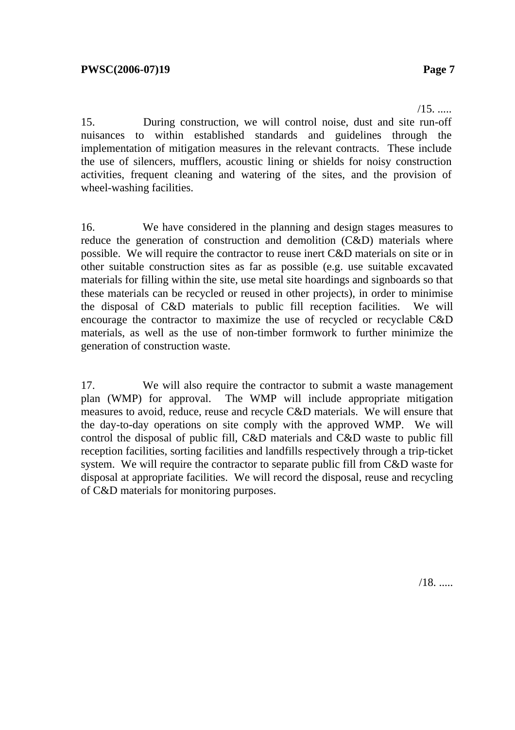15. During construction, we will control noise, dust and site run-off nuisances to within established standards and guidelines through the implementation of mitigation measures in the relevant contracts. These include the use of silencers, mufflers, acoustic lining or shields for noisy construction activities, frequent cleaning and watering of the sites, and the provision of wheel-washing facilities.

16. We have considered in the planning and design stages measures to reduce the generation of construction and demolition (C&D) materials where possible. We will require the contractor to reuse inert C&D materials on site or in other suitable construction sites as far as possible (e.g. use suitable excavated materials for filling within the site, use metal site hoardings and signboards so that these materials can be recycled or reused in other projects), in order to minimise the disposal of C&D materials to public fill reception facilities. We will encourage the contractor to maximize the use of recycled or recyclable C&D materials, as well as the use of non-timber formwork to further minimize the generation of construction waste.

17. We will also require the contractor to submit a waste management plan (WMP) for approval. The WMP will include appropriate mitigation measures to avoid, reduce, reuse and recycle C&D materials. We will ensure that the day-to-day operations on site comply with the approved WMP. We will control the disposal of public fill, C&D materials and C&D waste to public fill reception facilities, sorting facilities and landfills respectively through a trip-ticket system. We will require the contractor to separate public fill from C&D waste for disposal at appropriate facilities. We will record the disposal, reuse and recycling of C&D materials for monitoring purposes.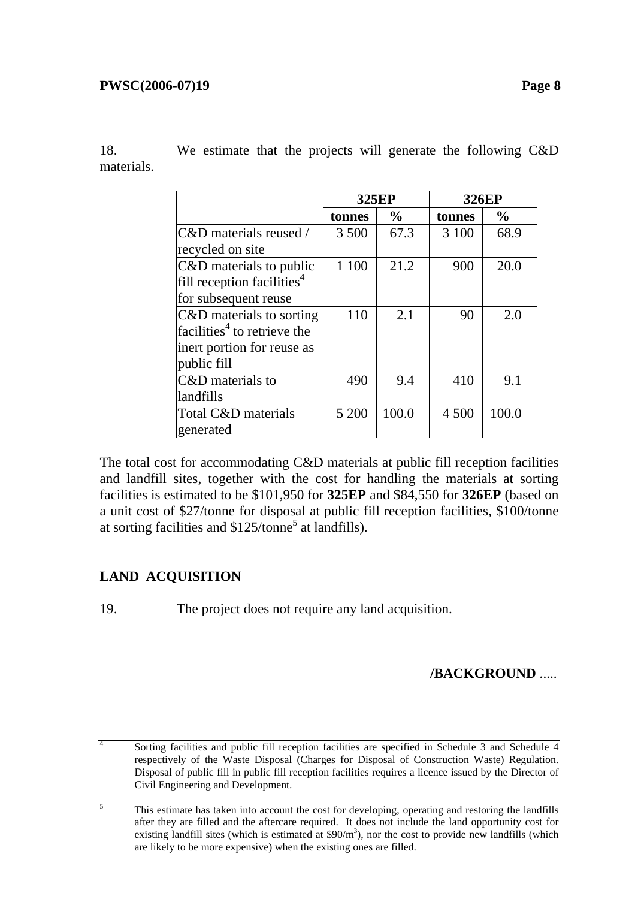18. We estimate that the projects will generate the following C&D materials.

| | 325EP | | 326EP | |
|---|---|---|---|---|
| | **tonnes** | **%** | **tonnes** | **%** |
| C&D materials reused / recycled on site | 3 500 | 67.3 | 3 100 | 68.9 |
| C&D materials to public fill reception facilities[4] for subsequent reuse | 1 100 | 21.2 | 900 | 20.0 |
| C&D materials to sorting facilities[4] to retrieve the inert portion for reuse as public fill | 110 | 2.1 | 90 | 2.0 |
| C&D materials to landfills | 490 | 9.4 | 410 | 9.1 |
| Total C&D materials generated | 5 200 | 100.0 | 4 500 | 100.0 |

The total cost for accommodating C&D materials at public fill reception facilities and landfill sites, together with the cost for handling the materials at sorting facilities is estimated to be $101,950 for **325EP** and $84,550 for **326EP** (based on a unit cost of $27/tonne for disposal at public fill reception facilities, $100/tonne at sorting facilities and $125/tonne[5] at landfills).

## LAND ACQUISITION

19. The project does not require any land acquisition.

**/BACKGROUND** .....

---

[4] Sorting facilities and public fill reception facilities are specified in Schedule 3 and Schedule 4 respectively of the Waste Disposal (Charges for Disposal of Construction Waste) Regulation. Disposal of public fill in public fill reception facilities requires a licence issued by the Director of Civil Engineering and Development.

[5] This estimate has taken into account the cost for developing, operating and restoring the landfills after they are filled and the aftercare required. It does not include the land opportunity cost for existing landfill sites (which is estimated at $90/m$^3$), nor the cost to provide new landfills (which are likely to be more expensive) when the existing ones are filled.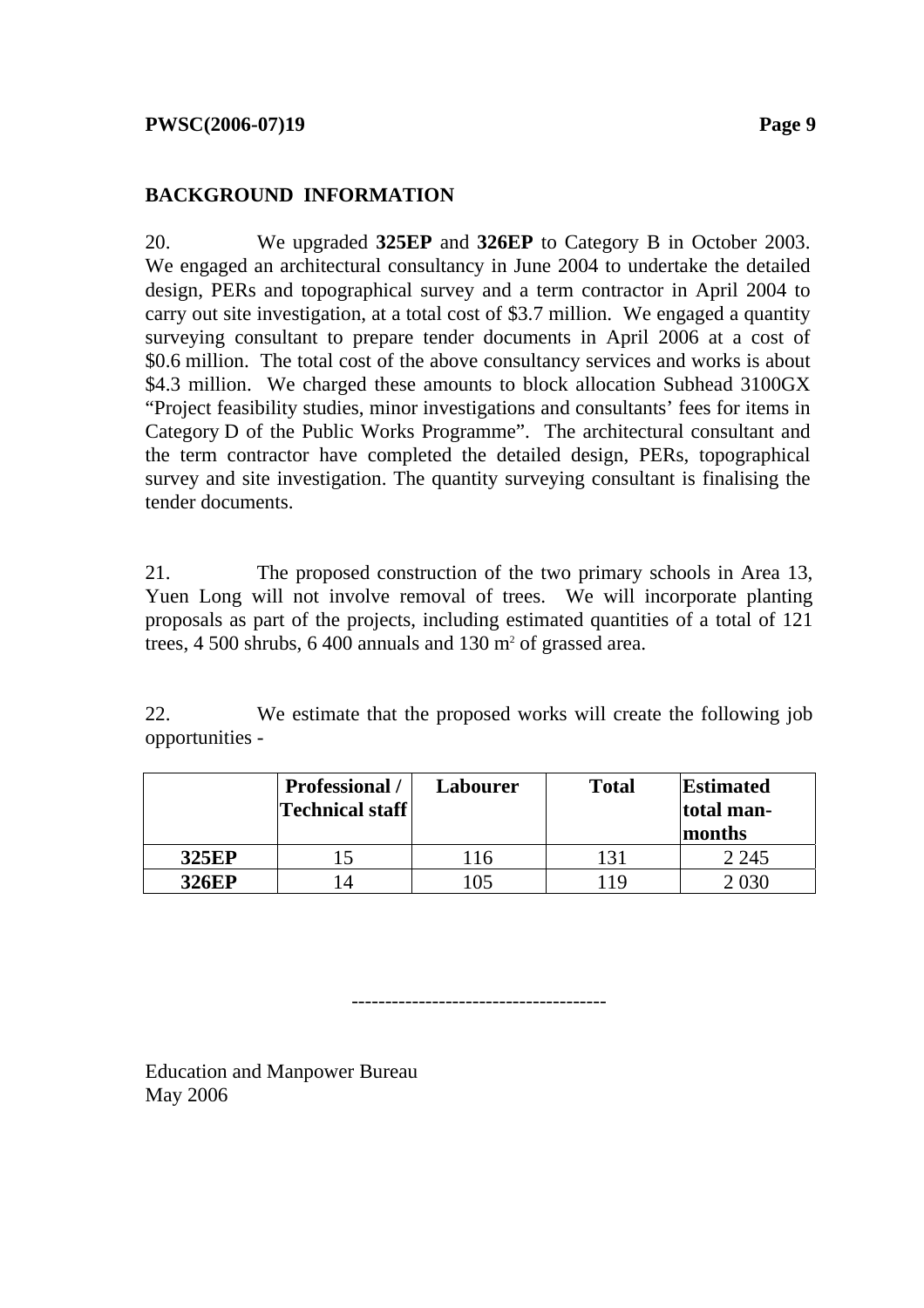## BACKGROUND INFORMATION

20. We upgraded **325EP** and **326EP** to Category B in October 2003. We engaged an architectural consultancy in June 2004 to undertake the detailed design, PERs and topographical survey and a term contractor in April 2004 to carry out site investigation, at a total cost of $3.7 million. We engaged a quantity surveying consultant to prepare tender documents in April 2006 at a cost of $0.6 million. The total cost of the above consultancy services and works is about $4.3 million. We charged these amounts to block allocation Subhead 3100GX "Project feasibility studies, minor investigations and consultants' fees for items in Category D of the Public Works Programme". The architectural consultant and the term contractor have completed the detailed design, PERs, topographical survey and site investigation. The quantity surveying consultant is finalising the tender documents.

21. The proposed construction of the two primary schools in Area 13, Yuen Long will not involve removal of trees. We will incorporate planting proposals as part of the projects, including estimated quantities of a total of 121 trees, 4 500 shrubs, 6 400 annuals and 130 m² of grassed area.

22. We estimate that the proposed works will create the following job opportunities -

| | Professional / Technical staff | Labourer | Total | Estimated total man-months |
|---|---|---|---|---|
| **325EP** | 15 | 116 | 131 | 2 245 |
| **326EP** | 14 | 105 | 119 | 2 030 |

--------------------------------------

Education and Manpower Bureau
May 2006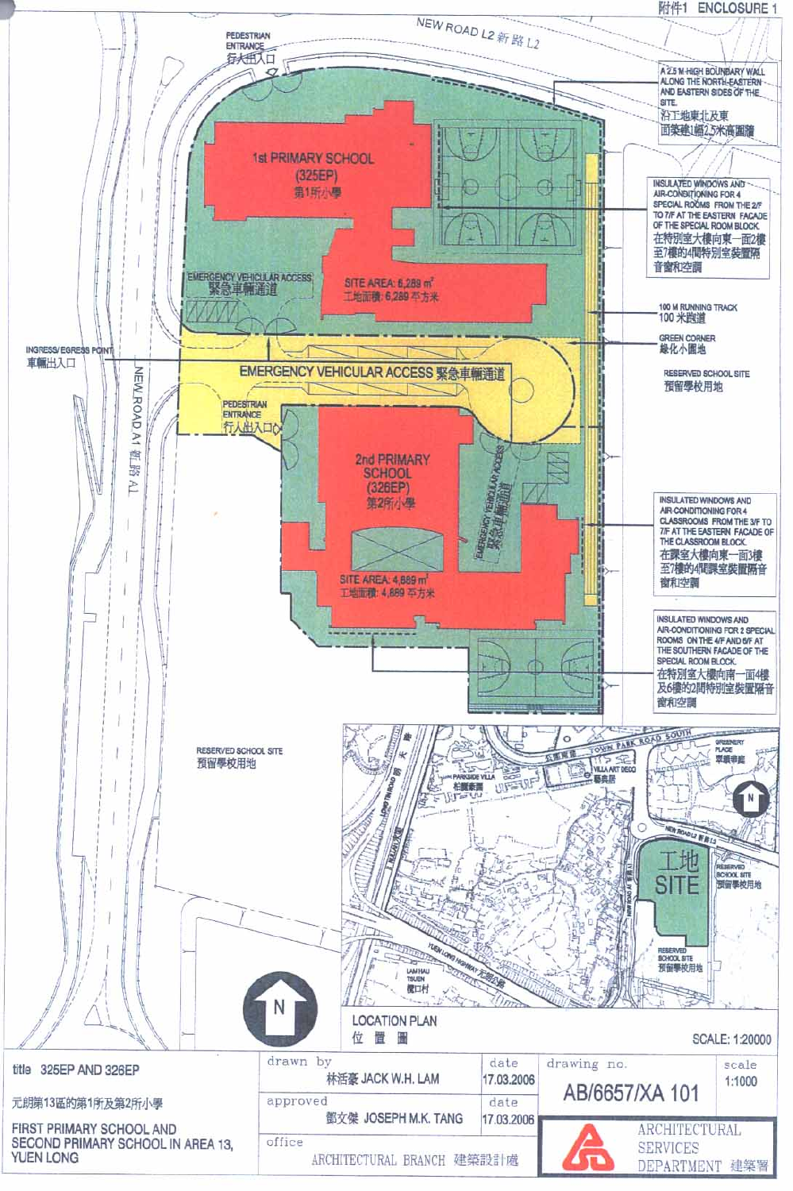附件1 ENCLOSURE 1

NEW ROAD L2 新路 L2

PEDESTRIAN ENTRANCE 行人出入口

A 2.5 M-HIGH BOUNDARY WALL ALONG THE NORTH-EASTERN AND EASTERN SIDES OF THE SITE.
沿工地東北及東面築建1幅2.5米高圍牆

1st PRIMARY SCHOOL (325EP) 第1所小學

INSULATED WINDOWS AND AIR-CONDITIONING FOR 4 SPECIAL ROOMS FROM THE 2/F TO 7/F AT THE EASTERN FACADE OF THE SPECIAL ROOM BLOCK.
在特別室大樓向東一面2樓至7樓的4間特別室裝置隔音窗和空調

EMERGENCY VEHICULAR ACCESS 緊急車輛通道

SITE AREA: 6,289 m² 工地面積: 6,289 平方米

100 M RUNNING TRACK 100 米跑道

GREEN CORNER 綠化小園地

INGRESS/EGRESS POINT 車輛出入口

EMERGENCY VEHICULAR ACCESS 緊急車輛通道

RESERVED SCHOOL SITE 預留學校用地

NEW ROAD A1 新路 A1

PEDESTRIAN ENTRANCE 行人出入口

2nd PRIMARY SCHOOL (326EP) 第2所小學

EMERGENCY VEHICULAR ACCESS 緊急車輛通道

INSULATED WINDOWS AND AIR-CONDITIONING FOR 4 CLASSROOMS FROM THE 3/F TO 7/F AT THE EASTERN FACADE OF THE CLASSROOM BLOCK.
在課室大樓向東一面3樓至7樓的4間課室裝置隔音窗和空調

SITE AREA: 4,889 m² 工地面積: 4,889 平方米

INSULATED WINDOWS AND AIR-CONDITIONING FOR 2 SPECIAL ROOMS ON THE 4/F AND 6/F AT THE SOUTHERN FACADE OF THE SPECIAL ROOM BLOCK.
在特別室大樓向南一面4樓及6樓的2間特別室裝置隔音窗和空調

RESERVED SCHOOL SITE 預留學校用地

LOCATION PLAN 位置圖

SCALE: 1:20000

| title | drawn by | date | drawing no. | scale |
|---|---|---|---|---|
| 325EP AND 326EP<br>元朗第13區的第1所及第2所小學<br>FIRST PRIMARY SCHOOL AND SECOND PRIMARY SCHOOL IN AREA 13, YUEN LONG | 林活豪 JACK W.H. LAM | 17.03.2006 | AB/6657/XA 101 | 1:1000 |
| | approved: 鄧文傑 JOSEPH M.K. TANG | 17.03.2006 | | |
| | office: ARCHITECTURAL BRANCH 建築設計處 | | ARCHITECTURAL SERVICES DEPARTMENT 建築署 | |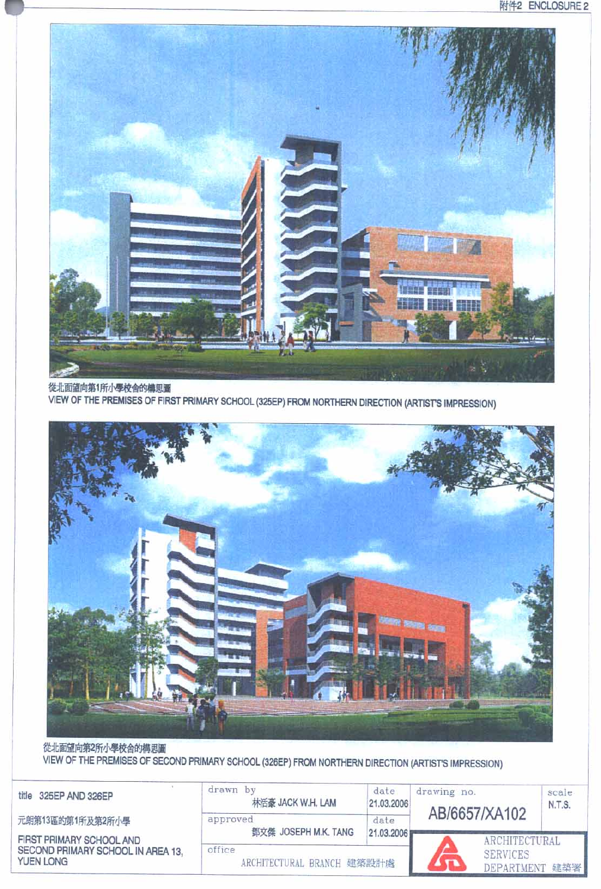附件2 ENCLOSURE 2

從北面望向第1所小學校舍的構思圖
VIEW OF THE PREMISES OF FIRST PRIMARY SCHOOL (325EP) FROM NORTHERN DIRECTION (ARTIST'S IMPRESSION)

從北面望向第2所小學校舍的構思圖
VIEW OF THE PREMISES OF SECOND PRIMARY SCHOOL (326EP) FROM NORTHERN DIRECTION (ARTIST'S IMPRESSION)

| title 325EP AND 326EP<br>元朗第13區的第1所及第2所小學<br>FIRST PRIMARY SCHOOL AND SECOND PRIMARY SCHOOL IN AREA 13, YUEN LONG | drawn by<br>林活豪 JACK W.H. LAM | date<br>21.03.2006 | drawing no.<br>AB/6657/XA102 | scale<br>N.T.S. |
|---|---|---|---|---|
| | approved<br>鄧文傑 JOSEPH M.K. TANG | date<br>21.03.2006 | | |
| | office<br>ARCHITECTURAL BRANCH 建築設計處 | | ARCHITECTURAL SERVICES DEPARTMENT 建築署 | |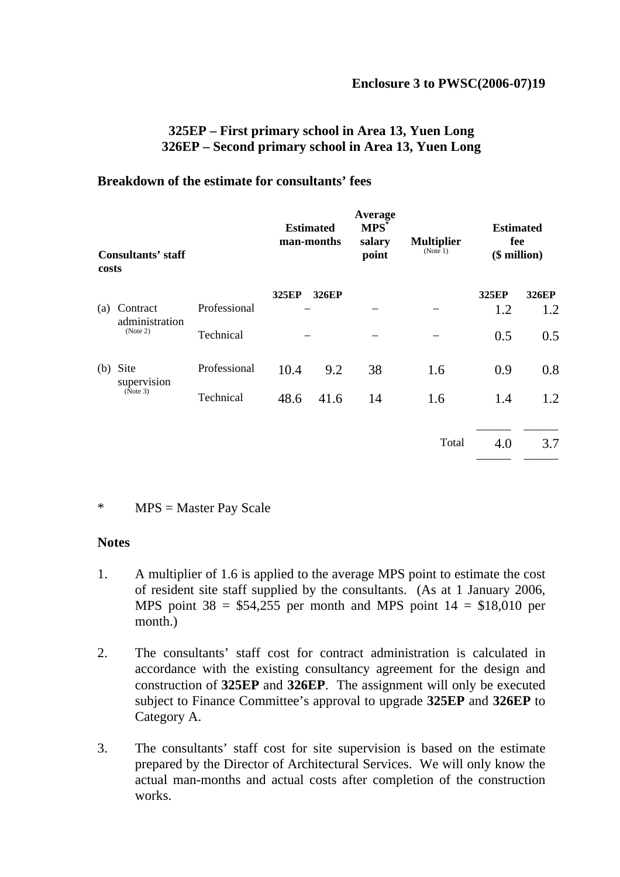**Enclosure 3 to PWSC(2006-07)19**

## 325EP – First primary school in Area 13, Yuen Long
## 326EP – Second primary school in Area 13, Yuen Long

### Breakdown of the estimate for consultants' fees

| Consultants' staff costs | | Estimated man-months | | Average MPS* salary point | Multiplier (Note 1) | Estimated fee ($ million) | |
|---|---|---|---|---|---|---|---|
| | | 325EP | 326EP | | | 325EP | 326EP |
| (a) Contract administration (Note 2) | Professional | – | | – | – | 1.2 | 1.2 |
| | Technical | – | | – | – | 0.5 | 0.5 |
| (b) Site supervision (Note 3) | Professional | 10.4 | 9.2 | 38 | 1.6 | 0.9 | 0.8 |
| | Technical | 48.6 | 41.6 | 14 | 1.6 | 1.4 | 1.2 |
| | | | | | Total | 4.0 | 3.7 |

\* MPS = Master Pay Scale

**Notes**

1. A multiplier of 1.6 is applied to the average MPS point to estimate the cost of resident site staff supplied by the consultants. (As at 1 January 2006, MPS point 38 = $54,255 per month and MPS point 14 = $18,010 per month.)

2. The consultants' staff cost for contract administration is calculated in accordance with the existing consultancy agreement for the design and construction of **325EP** and **326EP**. The assignment will only be executed subject to Finance Committee's approval to upgrade **325EP** and **326EP** to Category A.

3. The consultants' staff cost for site supervision is based on the estimate prepared by the Director of Architectural Services. We will only know the actual man-months and actual costs after completion of the construction works.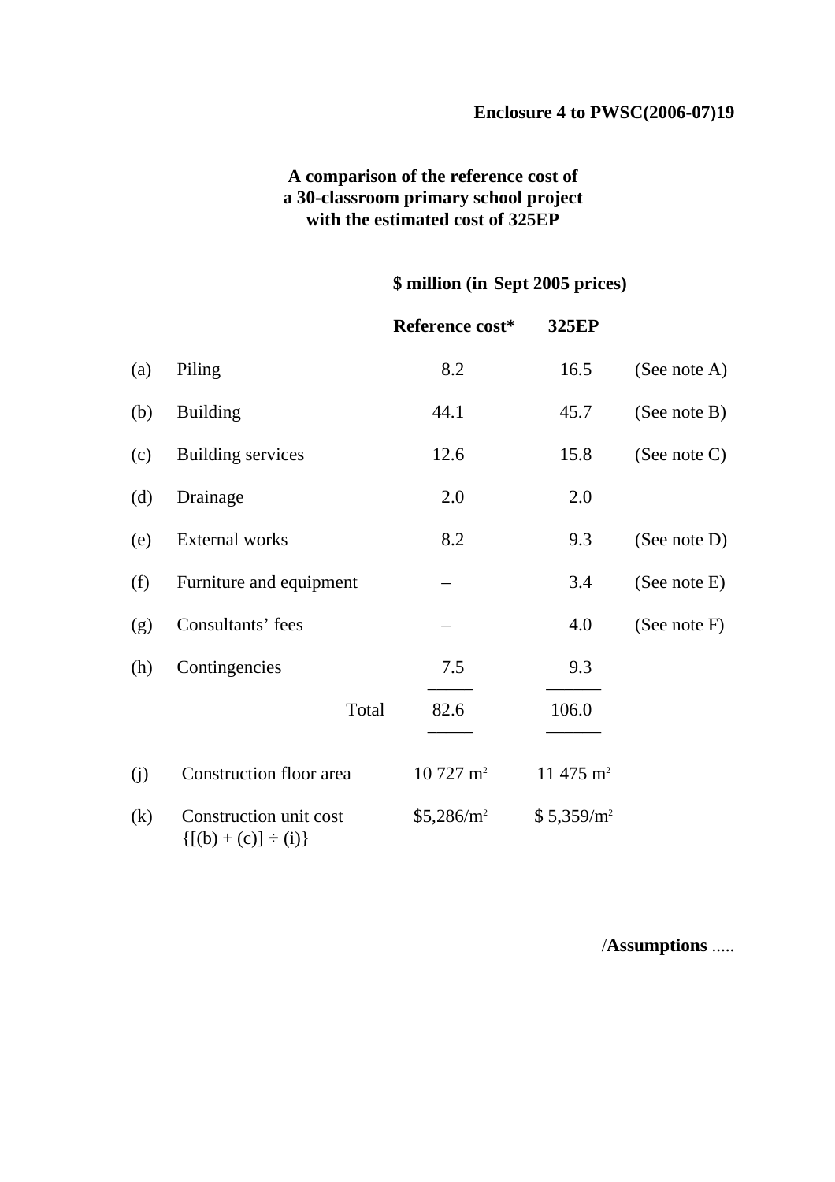**Enclosure 4 to PWSC(2006-07)19**

**A comparison of the reference cost of a 30-classroom primary school project with the estimated cost of 325EP**

| | | **$ million (in Sept 2005 prices)** | | |
|---|---|---|---|---|
| | | **Reference cost*** | **325EP** | |
| (a) | Piling | 8.2 | 16.5 | (See note A) |
| (b) | Building | 44.1 | 45.7 | (See note B) |
| (c) | Building services | 12.6 | 15.8 | (See note C) |
| (d) | Drainage | 2.0 | 2.0 | |
| (e) | External works | 8.2 | 9.3 | (See note D) |
| (f) | Furniture and equipment | – | 3.4 | (See note E) |
| (g) | Consultants' fees | – | 4.0 | (See note F) |
| (h) | Contingencies | 7.5 | 9.3 | |
| | Total | 82.6 | 106.0 | |
| (j) | Construction floor area | 10 727 $m^2$ | 11 475 $m^2$ | |
| (k) | Construction unit cost {[(b) + (c)] ÷ (i)} | $5,286/$m^2$ | $ 5,359/$m^2$ | |

/**Assumptions** .....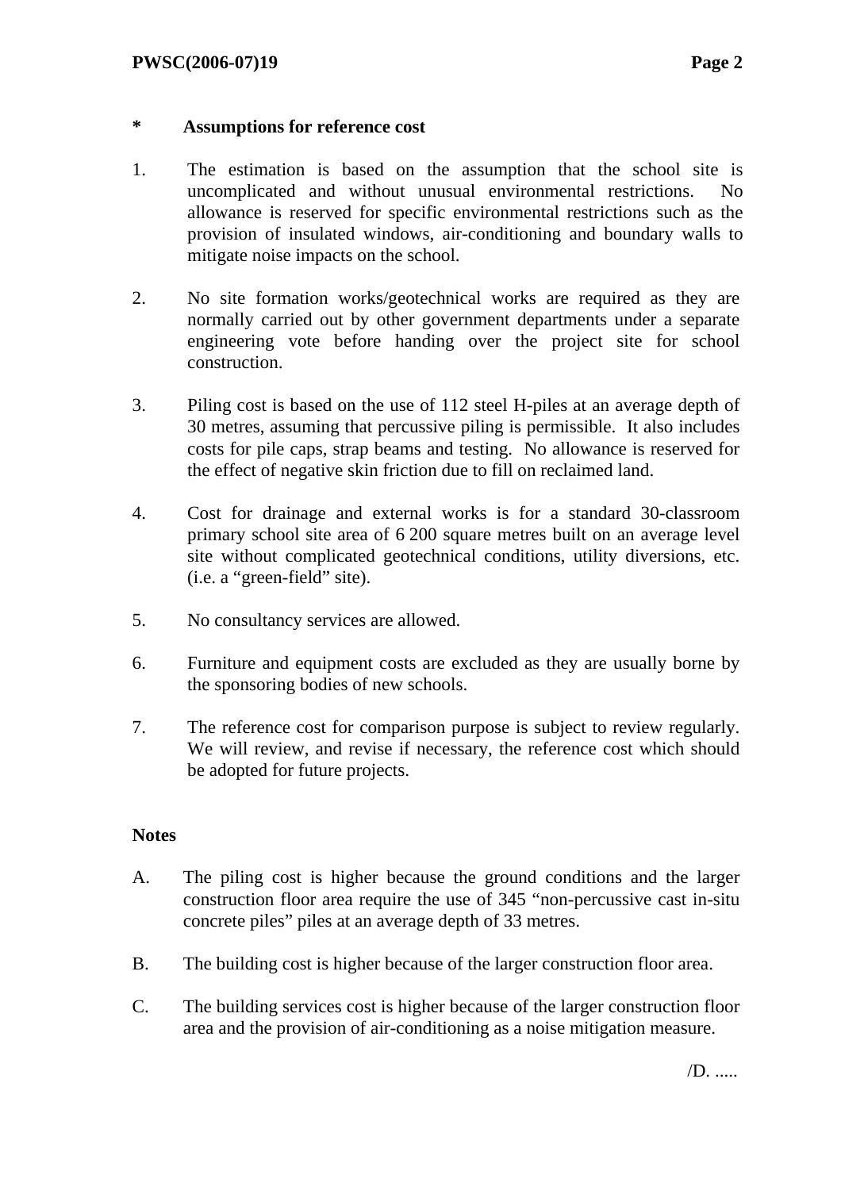**\*  Assumptions for reference cost**

1. The estimation is based on the assumption that the school site is uncomplicated and without unusual environmental restrictions. No allowance is reserved for specific environmental restrictions such as the provision of insulated windows, air-conditioning and boundary walls to mitigate noise impacts on the school.

2. No site formation works/geotechnical works are required as they are normally carried out by other government departments under a separate engineering vote before handing over the project site for school construction.

3. Piling cost is based on the use of 112 steel H-piles at an average depth of 30 metres, assuming that percussive piling is permissible. It also includes costs for pile caps, strap beams and testing. No allowance is reserved for the effect of negative skin friction due to fill on reclaimed land.

4. Cost for drainage and external works is for a standard 30-classroom primary school site area of 6 200 square metres built on an average level site without complicated geotechnical conditions, utility diversions, etc. (i.e. a "green-field" site).

5. No consultancy services are allowed.

6. Furniture and equipment costs are excluded as they are usually borne by the sponsoring bodies of new schools.

7. The reference cost for comparison purpose is subject to review regularly. We will review, and revise if necessary, the reference cost which should be adopted for future projects.

**Notes**

A. The piling cost is higher because the ground conditions and the larger construction floor area require the use of 345 "non-percussive cast in-situ concrete piles" piles at an average depth of 33 metres.

B. The building cost is higher because of the larger construction floor area.

C. The building services cost is higher because of the larger construction floor area and the provision of air-conditioning as a noise mitigation measure.

/D. .....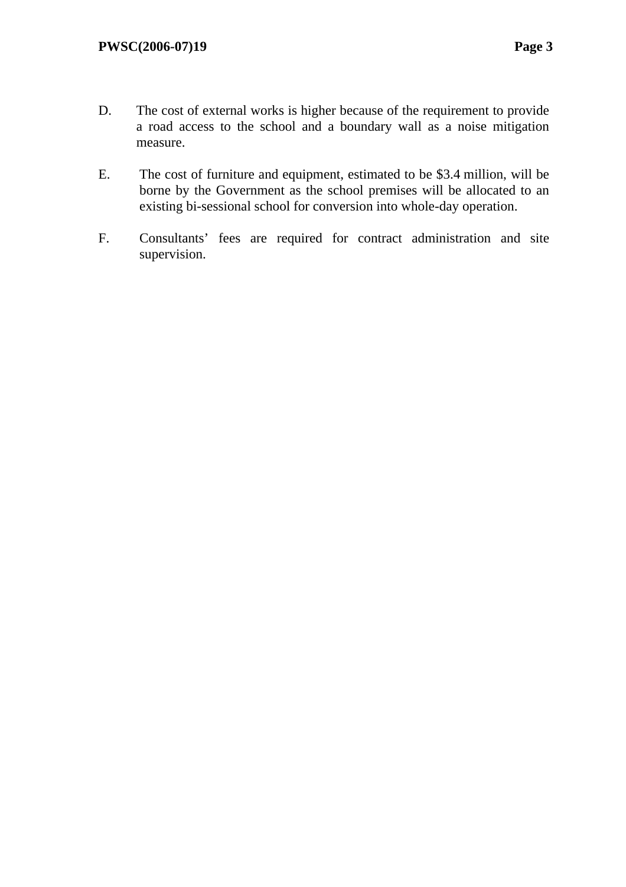D. The cost of external works is higher because of the requirement to provide a road access to the school and a boundary wall as a noise mitigation measure.

E. The cost of furniture and equipment, estimated to be $3.4 million, will be borne by the Government as the school premises will be allocated to an existing bi-sessional school for conversion into whole-day operation.

F. Consultants' fees are required for contract administration and site supervision.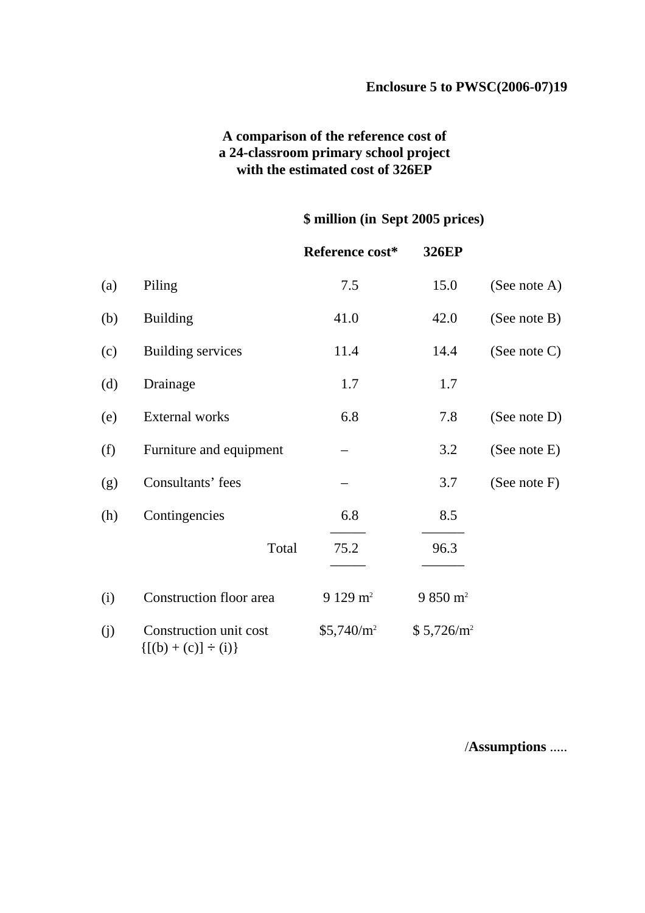**Enclosure 5 to PWSC(2006-07)19**

**A comparison of the reference cost of a 24-classroom primary school project with the estimated cost of 326EP**

| | | **\$ million (in Sept 2005 prices)** | | |
|---|---|---|---|---|
| | | **Reference cost*** | **326EP** | |
| (a) | Piling | 7.5 | 15.0 | (See note A) |
| (b) | Building | 41.0 | 42.0 | (See note B) |
| (c) | Building services | 11.4 | 14.4 | (See note C) |
| (d) | Drainage | 1.7 | 1.7 | |
| (e) | External works | 6.8 | 7.8 | (See note D) |
| (f) | Furniture and equipment | – | 3.2 | (See note E) |
| (g) | Consultants' fees | – | 3.7 | (See note F) |
| (h) | Contingencies | 6.8 | 8.5 | |
| | Total | 75.2 | 96.3 | |
| (i) | Construction floor area | 9 129 m² | 9 850 m² | |
| (j) | Construction unit cost {[(b) + (c)] ÷ (i)} | \$5,740/m² | \$ 5,726/m² | |

/**Assumptions** .....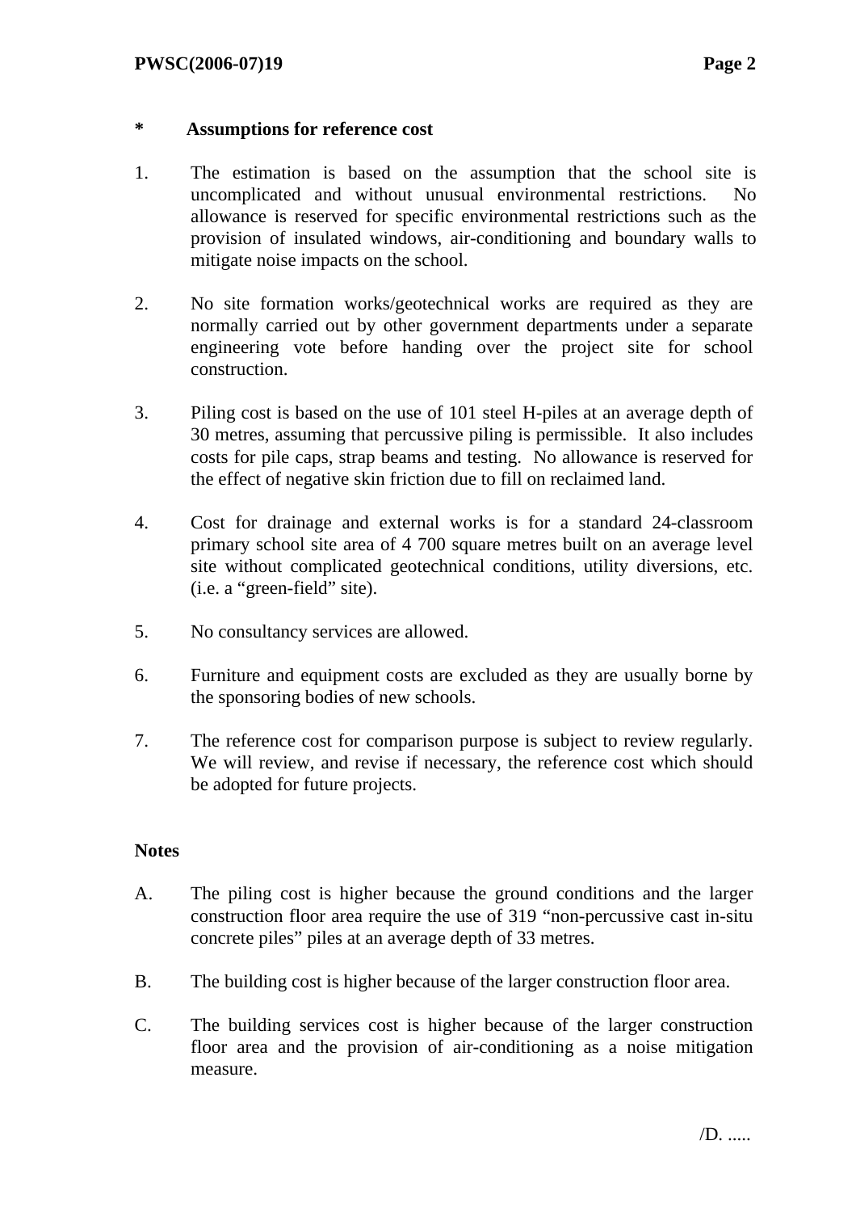**\*  Assumptions for reference cost**

1. The estimation is based on the assumption that the school site is uncomplicated and without unusual environmental restrictions. No allowance is reserved for specific environmental restrictions such as the provision of insulated windows, air-conditioning and boundary walls to mitigate noise impacts on the school.

2. No site formation works/geotechnical works are required as they are normally carried out by other government departments under a separate engineering vote before handing over the project site for school construction.

3. Piling cost is based on the use of 101 steel H-piles at an average depth of 30 metres, assuming that percussive piling is permissible. It also includes costs for pile caps, strap beams and testing. No allowance is reserved for the effect of negative skin friction due to fill on reclaimed land.

4. Cost for drainage and external works is for a standard 24-classroom primary school site area of 4 700 square metres built on an average level site without complicated geotechnical conditions, utility diversions, etc. (i.e. a "green-field" site).

5. No consultancy services are allowed.

6. Furniture and equipment costs are excluded as they are usually borne by the sponsoring bodies of new schools.

7. The reference cost for comparison purpose is subject to review regularly. We will review, and revise if necessary, the reference cost which should be adopted for future projects.

**Notes**

A. The piling cost is higher because the ground conditions and the larger construction floor area require the use of 319 "non-percussive cast in-situ concrete piles" piles at an average depth of 33 metres.

B. The building cost is higher because of the larger construction floor area.

C. The building services cost is higher because of the larger construction floor area and the provision of air-conditioning as a noise mitigation measure.

/D. .....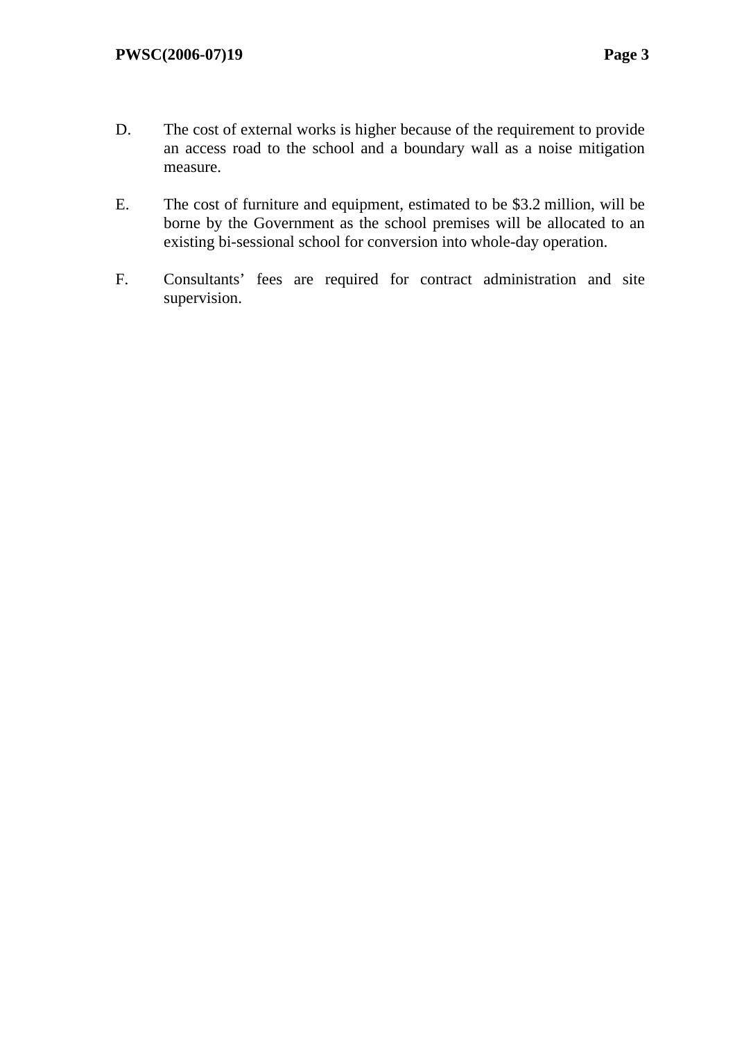D. The cost of external works is higher because of the requirement to provide an access road to the school and a boundary wall as a noise mitigation measure.

E. The cost of furniture and equipment, estimated to be $3.2 million, will be borne by the Government as the school premises will be allocated to an existing bi-sessional school for conversion into whole-day operation.

F. Consultants' fees are required for contract administration and site supervision.